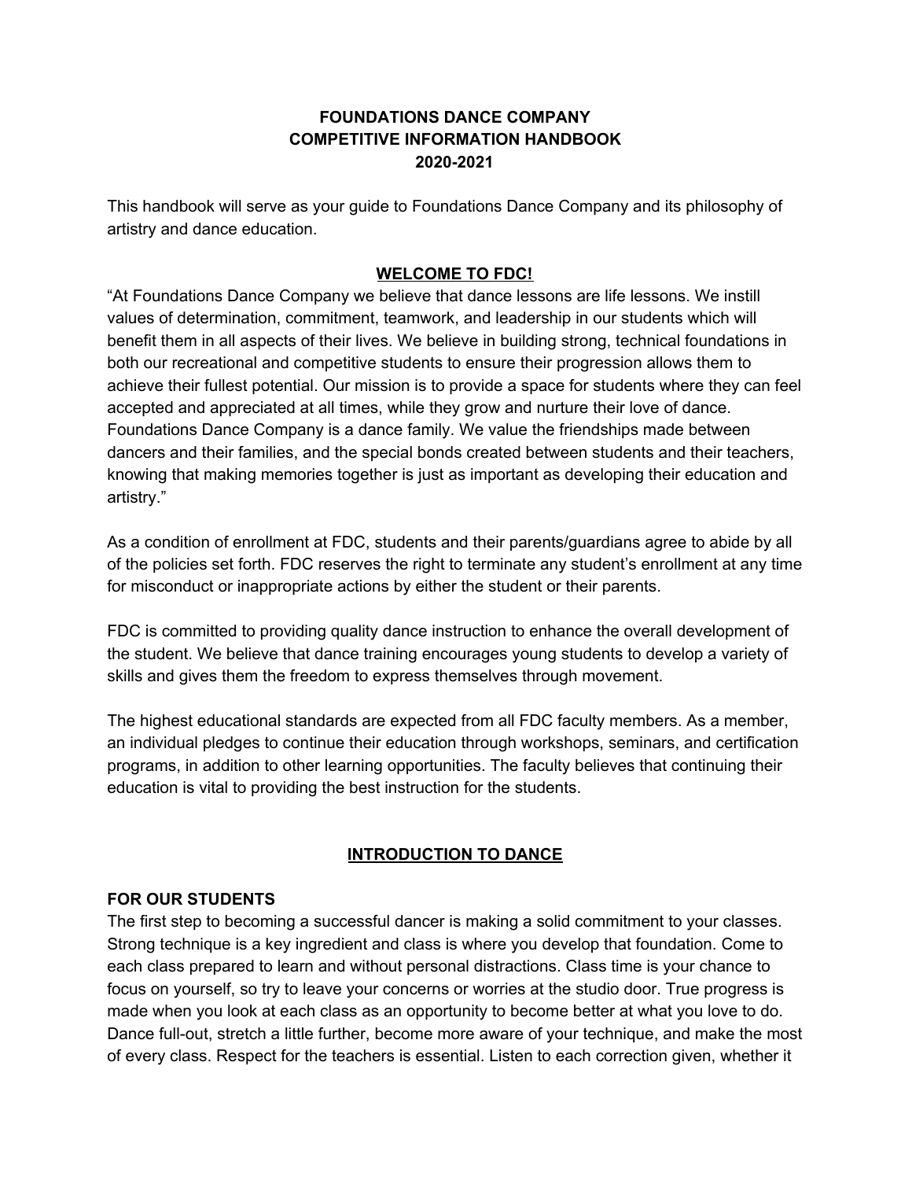# FOUNDATIONS DANCE COMPANY
# COMPETITIVE INFORMATION HANDBOOK
# 2020-2021

This handbook will serve as your guide to Foundations Dance Company and its philosophy of artistry and dance education.

## WELCOME TO FDC!

"At Foundations Dance Company we believe that dance lessons are life lessons. We instill values of determination, commitment, teamwork, and leadership in our students which will benefit them in all aspects of their lives. We believe in building strong, technical foundations in both our recreational and competitive students to ensure their progression allows them to achieve their fullest potential. Our mission is to provide a space for students where they can feel accepted and appreciated at all times, while they grow and nurture their love of dance. Foundations Dance Company is a dance family. We value the friendships made between dancers and their families, and the special bonds created between students and their teachers, knowing that making memories together is just as important as developing their education and artistry."

As a condition of enrollment at FDC, students and their parents/guardians agree to abide by all of the policies set forth. FDC reserves the right to terminate any student's enrollment at any time for misconduct or inappropriate actions by either the student or their parents.

FDC is committed to providing quality dance instruction to enhance the overall development of the student. We believe that dance training encourages young students to develop a variety of skills and gives them the freedom to express themselves through movement.

The highest educational standards are expected from all FDC faculty members. As a member, an individual pledges to continue their education through workshops, seminars, and certification programs, in addition to other learning opportunities. The faculty believes that continuing their education is vital to providing the best instruction for the students.

## INTRODUCTION TO DANCE

### FOR OUR STUDENTS

The first step to becoming a successful dancer is making a solid commitment to your classes. Strong technique is a key ingredient and class is where you develop that foundation. Come to each class prepared to learn and without personal distractions. Class time is your chance to focus on yourself, so try to leave your concerns or worries at the studio door. True progress is made when you look at each class as an opportunity to become better at what you love to do. Dance full-out, stretch a little further, become more aware of your technique, and make the most of every class. Respect for the teachers is essential. Listen to each correction given, whether it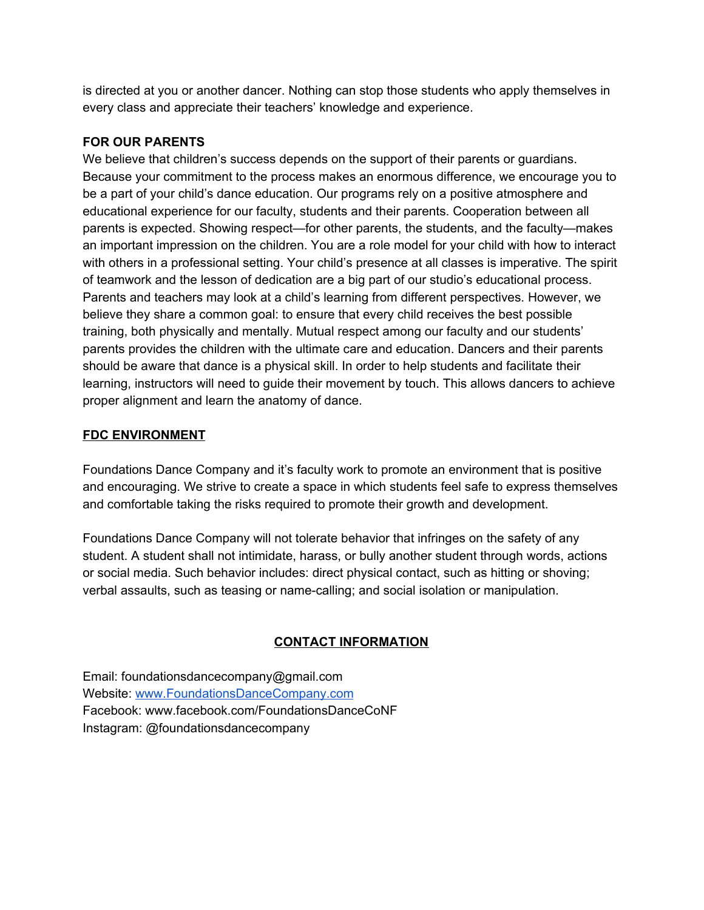is directed at you or another dancer. Nothing can stop those students who apply themselves in every class and appreciate their teachers' knowledge and experience.

**FOR OUR PARENTS**

We believe that children's success depends on the support of their parents or guardians. Because your commitment to the process makes an enormous difference, we encourage you to be a part of your child's dance education. Our programs rely on a positive atmosphere and educational experience for our faculty, students and their parents. Cooperation between all parents is expected. Showing respect—for other parents, the students, and the faculty—makes an important impression on the children. You are a role model for your child with how to interact with others in a professional setting. Your child's presence at all classes is imperative. The spirit of teamwork and the lesson of dedication are a big part of our studio's educational process. Parents and teachers may look at a child's learning from different perspectives. However, we believe they share a common goal: to ensure that every child receives the best possible training, both physically and mentally. Mutual respect among our faculty and our students' parents provides the children with the ultimate care and education. Dancers and their parents should be aware that dance is a physical skill. In order to help students and facilitate their learning, instructors will need to guide their movement by touch. This allows dancers to achieve proper alignment and learn the anatomy of dance.

## FDC ENVIRONMENT

Foundations Dance Company and it's faculty work to promote an environment that is positive and encouraging. We strive to create a space in which students feel safe to express themselves and comfortable taking the risks required to promote their growth and development.

Foundations Dance Company will not tolerate behavior that infringes on the safety of any student. A student shall not intimidate, harass, or bully another student through words, actions or social media. Such behavior includes: direct physical contact, such as hitting or shoving; verbal assaults, such as teasing or name-calling; and social isolation or manipulation.

## CONTACT INFORMATION

Email: foundationsdancecompany@gmail.com
Website: [www.FoundationsDanceCompany.com](http://www.FoundationsDanceCompany.com)
Facebook: www.facebook.com/FoundationsDanceCoNF
Instagram: @foundationsdancecompany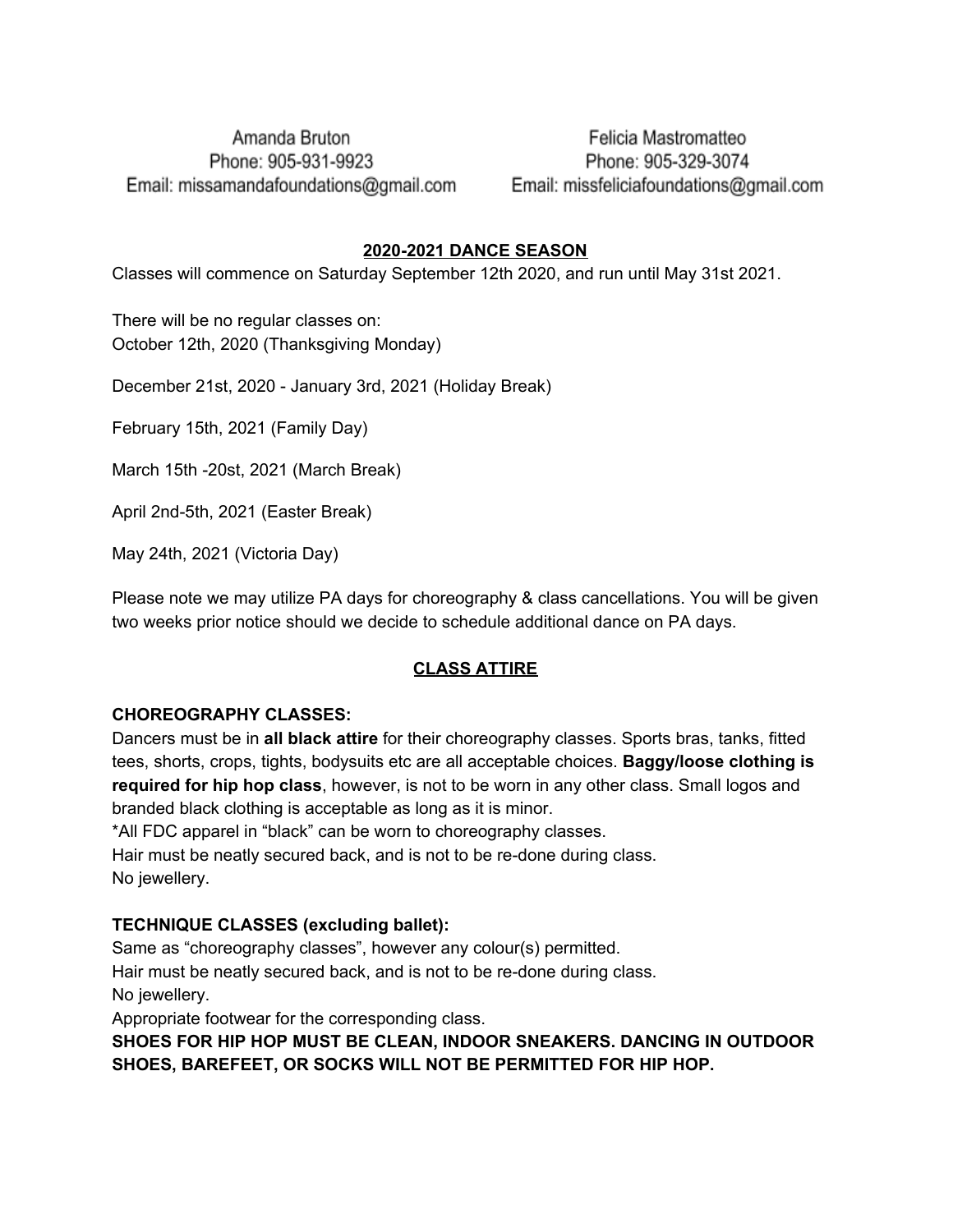Amanda Bruton
Phone: 905-931-9923
Email: missamandafoundations@gmail.com

Felicia Mastromatteo
Phone: 905-329-3074
Email: missfeliciafoundations@gmail.com

## 2020-2021 DANCE SEASON

Classes will commence on Saturday September 12th 2020, and run until May 31st 2021.

There will be no regular classes on:
October 12th, 2020 (Thanksgiving Monday)

December 21st, 2020 - January 3rd, 2021 (Holiday Break)

February 15th, 2021 (Family Day)

March 15th -20st, 2021 (March Break)

April 2nd-5th, 2021 (Easter Break)

May 24th, 2021 (Victoria Day)

Please note we may utilize PA days for choreography & class cancellations. You will be given two weeks prior notice should we decide to schedule additional dance on PA days.

## CLASS ATTIRE

### CHOREOGRAPHY CLASSES:

Dancers must be in **all black attire** for their choreography classes. Sports bras, tanks, fitted tees, shorts, crops, tights, bodysuits etc are all acceptable choices. **Baggy/loose clothing is required for hip hop class**, however, is not to be worn in any other class. Small logos and branded black clothing is acceptable as long as it is minor.
*All FDC apparel in "black" can be worn to choreography classes.
Hair must be neatly secured back, and is not to be re-done during class.
No jewellery.

### TECHNIQUE CLASSES (excluding ballet):

Same as "choreography classes", however any colour(s) permitted.
Hair must be neatly secured back, and is not to be re-done during class.
No jewellery.
Appropriate footwear for the corresponding class.
**SHOES FOR HIP HOP MUST BE CLEAN, INDOOR SNEAKERS. DANCING IN OUTDOOR SHOES, BAREFEET, OR SOCKS WILL NOT BE PERMITTED FOR HIP HOP.**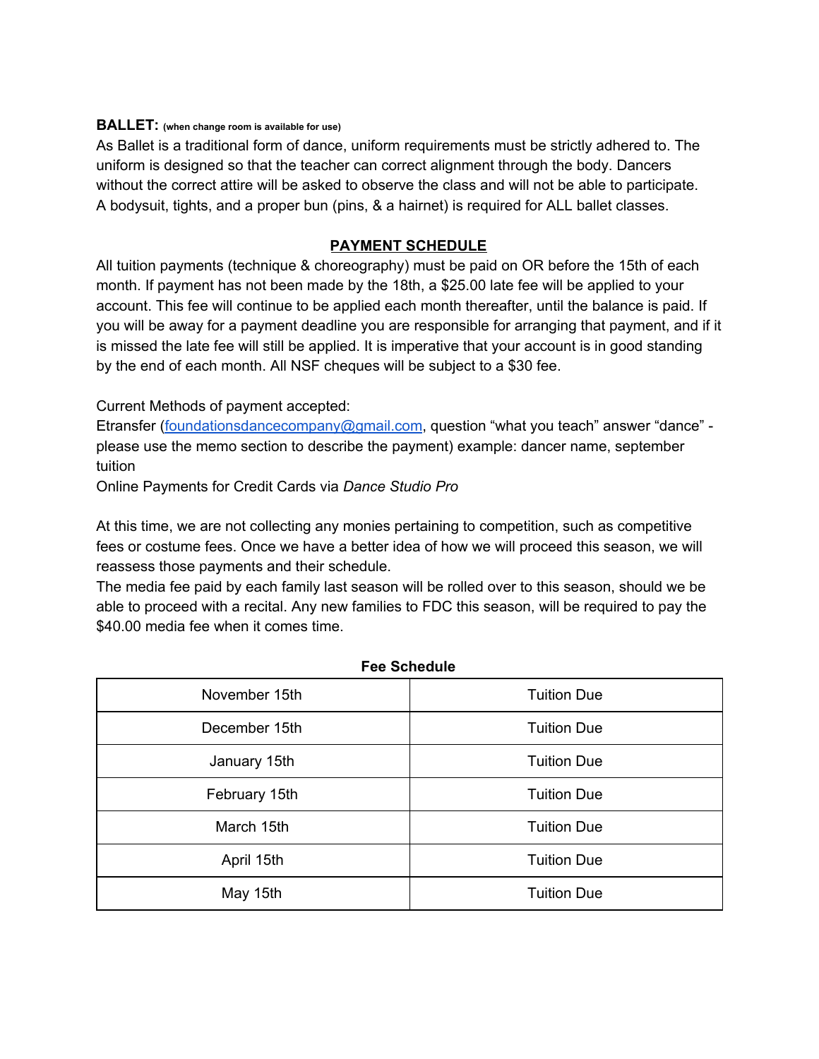**BALLET:** **(when change room is available for use)**
As Ballet is a traditional form of dance, uniform requirements must be strictly adhered to. The uniform is designed so that the teacher can correct alignment through the body. Dancers without the correct attire will be asked to observe the class and will not be able to participate. A bodysuit, tights, and a proper bun (pins, & a hairnet) is required for ALL ballet classes.

## PAYMENT SCHEDULE

All tuition payments (technique & choreography) must be paid on OR before the 15th of each month. If payment has not been made by the 18th, a $25.00 late fee will be applied to your account. This fee will continue to be applied each month thereafter, until the balance is paid. If you will be away for a payment deadline you are responsible for arranging that payment, and if it is missed the late fee will still be applied. It is imperative that your account is in good standing by the end of each month. All NSF cheques will be subject to a $30 fee.

Current Methods of payment accepted:
Etransfer (foundationsdancecompany@gmail.com, question "what you teach" answer "dance" - please use the memo section to describe the payment) example: dancer name, september tuition
Online Payments for Credit Cards via *Dance Studio Pro*

At this time, we are not collecting any monies pertaining to competition, such as competitive fees or costume fees. Once we have a better idea of how we will proceed this season, we will reassess those payments and their schedule.
The media fee paid by each family last season will be rolled over to this season, should we be able to proceed with a recital. Any new families to FDC this season, will be required to pay the $40.00 media fee when it comes time.

**Fee Schedule**

| | |
|---|---|
| November 15th | Tuition Due |
| December 15th | Tuition Due |
| January 15th | Tuition Due |
| February 15th | Tuition Due |
| March 15th | Tuition Due |
| April 15th | Tuition Due |
| May 15th | Tuition Due |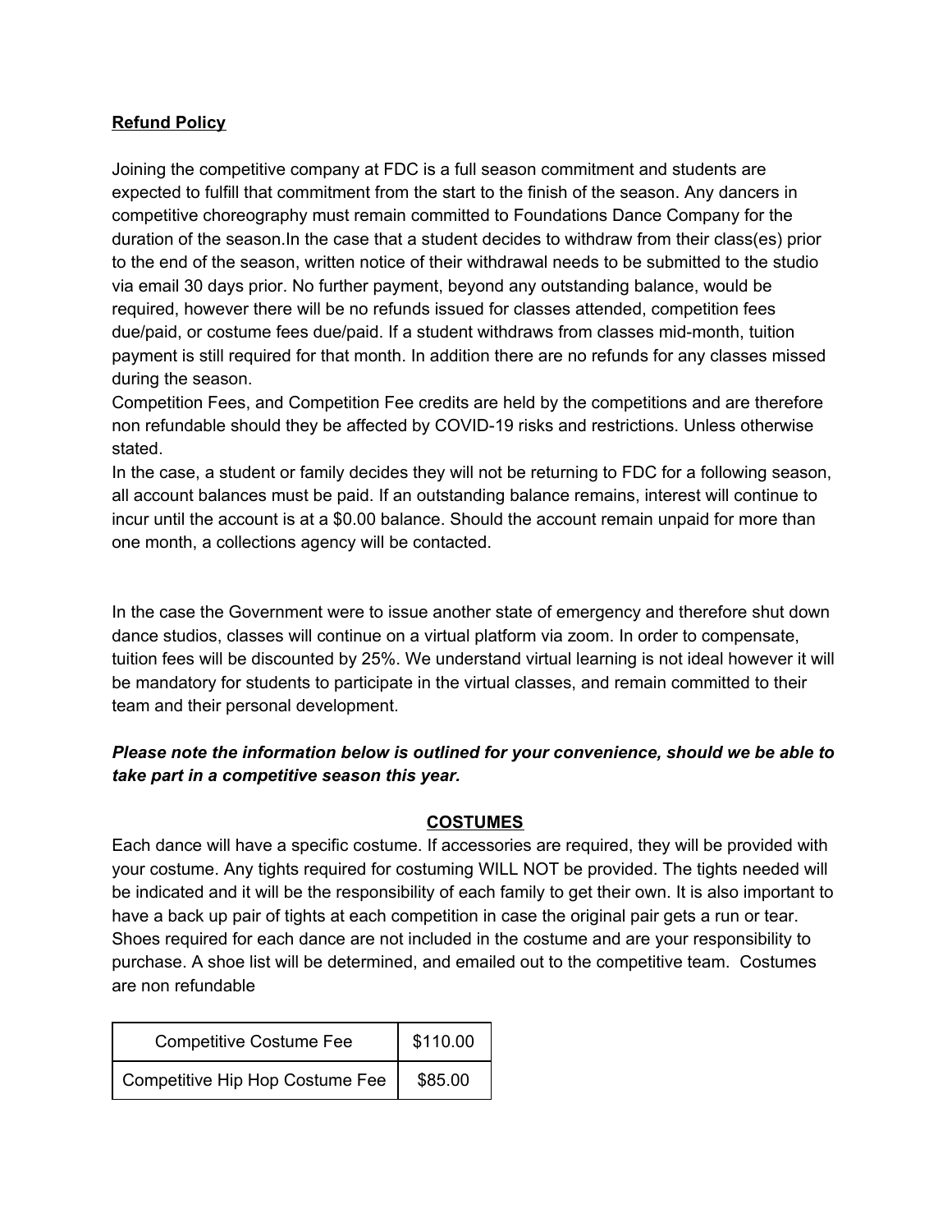**<u>Refund Policy</u>**

Joining the competitive company at FDC is a full season commitment and students are expected to fulfill that commitment from the start to the finish of the season. Any dancers in competitive choreography must remain committed to Foundations Dance Company for the duration of the season.In the case that a student decides to withdraw from their class(es) prior to the end of the season, written notice of their withdrawal needs to be submitted to the studio via email 30 days prior. No further payment, beyond any outstanding balance, would be required, however there will be no refunds issued for classes attended, competition fees due/paid, or costume fees due/paid. If a student withdraws from classes mid-month, tuition payment is still required for that month. In addition there are no refunds for any classes missed during the season.
Competition Fees, and Competition Fee credits are held by the competitions and are therefore non refundable should they be affected by COVID-19 risks and restrictions. Unless otherwise stated.
In the case, a student or family decides they will not be returning to FDC for a following season, all account balances must be paid. If an outstanding balance remains, interest will continue to incur until the account is at a $0.00 balance. Should the account remain unpaid for more than one month, a collections agency will be contacted.

In the case the Government were to issue another state of emergency and therefore shut down dance studios, classes will continue on a virtual platform via zoom. In order to compensate, tuition fees will be discounted by 25%. We understand virtual learning is not ideal however it will be mandatory for students to participate in the virtual classes, and remain committed to their team and their personal development.

***Please note the information below is outlined for your convenience, should we be able to take part in a competitive season this year.***

**<u>COSTUMES</u>**

Each dance will have a specific costume. If accessories are required, they will be provided with your costume. Any tights required for costuming WILL NOT be provided. The tights needed will be indicated and it will be the responsibility of each family to get their own. It is also important to have a back up pair of tights at each competition in case the original pair gets a run or tear. Shoes required for each dance are not included in the costume and are your responsibility to purchase. A shoe list will be determined, and emailed out to the competitive team.  Costumes are non refundable

| Competitive Costume Fee | $110.00 |
|---|---|
| Competitive Hip Hop Costume Fee | $85.00 |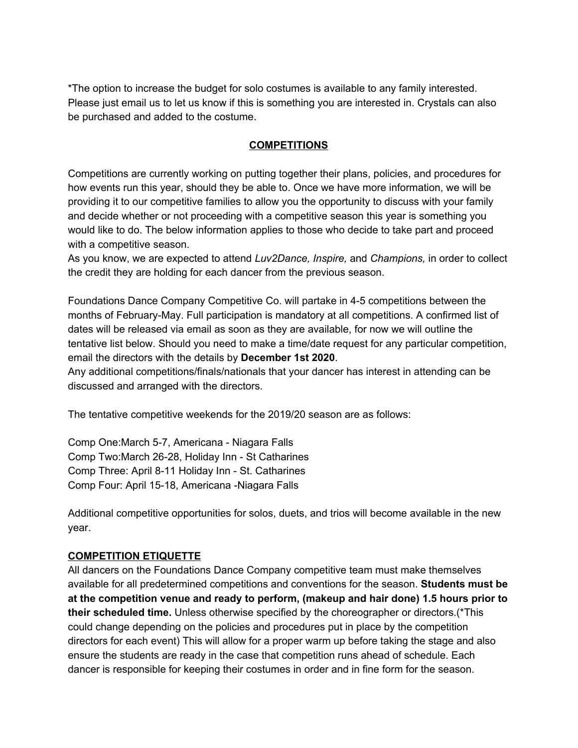*The option to increase the budget for solo costumes is available to any family interested. Please just email us to let us know if this is something you are interested in. Crystals can also be purchased and added to the costume.

## COMPETITIONS

Competitions are currently working on putting together their plans, policies, and procedures for how events run this year, should they be able to. Once we have more information, we will be providing it to our competitive families to allow you the opportunity to discuss with your family and decide whether or not proceeding with a competitive season this year is something you would like to do. The below information applies to those who decide to take part and proceed with a competitive season.

As you know, we are expected to attend *Luv2Dance, Inspire,* and *Champions,* in order to collect the credit they are holding for each dancer from the previous season.

Foundations Dance Company Competitive Co. will partake in 4-5 competitions between the months of February-May. Full participation is mandatory at all competitions. A confirmed list of dates will be released via email as soon as they are available, for now we will outline the tentative list below. Should you need to make a time/date request for any particular competition, email the directors with the details by **December 1st 2020**.

Any additional competitions/finals/nationals that your dancer has interest in attending can be discussed and arranged with the directors.

The tentative competitive weekends for the 2019/20 season are as follows:

Comp One:March 5-7, Americana - Niagara Falls
Comp Two:March 26-28, Holiday Inn - St Catharines
Comp Three: April 8-11 Holiday Inn - St. Catharines
Comp Four: April 15-18, Americana -Niagara Falls

Additional competitive opportunities for solos, duets, and trios will become available in the new year.

## COMPETITION ETIQUETTE

All dancers on the Foundations Dance Company competitive team must make themselves available for all predetermined competitions and conventions for the season. **Students must be at the competition venue and ready to perform, (makeup and hair done) 1.5 hours prior to their scheduled time.** Unless otherwise specified by the choreographer or directors.(*This could change depending on the policies and procedures put in place by the competition directors for each event) This will allow for a proper warm up before taking the stage and also ensure the students are ready in the case that competition runs ahead of schedule. Each dancer is responsible for keeping their costumes in order and in fine form for the season.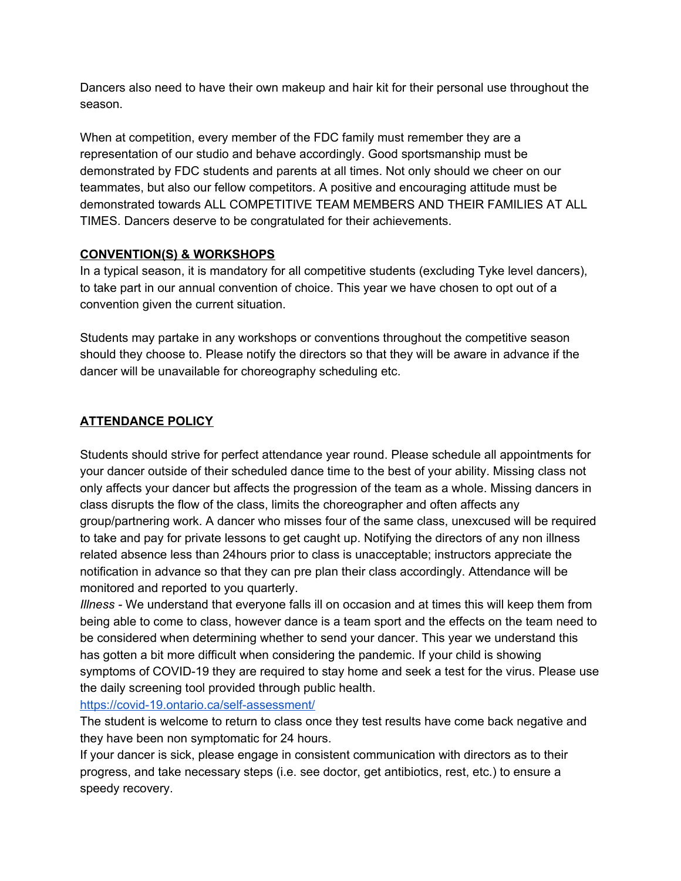Dancers also need to have their own makeup and hair kit for their personal use throughout the season.

When at competition, every member of the FDC family must remember they are a representation of our studio and behave accordingly. Good sportsmanship must be demonstrated by FDC students and parents at all times. Not only should we cheer on our teammates, but also our fellow competitors. A positive and encouraging attitude must be demonstrated towards ALL COMPETITIVE TEAM MEMBERS AND THEIR FAMILIES AT ALL TIMES. Dancers deserve to be congratulated for their achievements.

## **CONVENTION(S) & WORKSHOPS**

In a typical season, it is mandatory for all competitive students (excluding Tyke level dancers), to take part in our annual convention of choice. This year we have chosen to opt out of a convention given the current situation.

Students may partake in any workshops or conventions throughout the competitive season should they choose to. Please notify the directors so that they will be aware in advance if the dancer will be unavailable for choreography scheduling etc.

## **ATTENDANCE POLICY**

Students should strive for perfect attendance year round. Please schedule all appointments for your dancer outside of their scheduled dance time to the best of your ability. Missing class not only affects your dancer but affects the progression of the team as a whole. Missing dancers in class disrupts the flow of the class, limits the choreographer and often affects any group/partnering work. A dancer who misses four of the same class, unexcused will be required to take and pay for private lessons to get caught up. Notifying the directors of any non illness related absence less than 24hours prior to class is unacceptable; instructors appreciate the notification in advance so that they can pre plan their class accordingly. Attendance will be monitored and reported to you quarterly.

*Illness* - We understand that everyone falls ill on occasion and at times this will keep them from being able to come to class, however dance is a team sport and the effects on the team need to be considered when determining whether to send your dancer. This year we understand this has gotten a bit more difficult when considering the pandemic. If your child is showing symptoms of COVID-19 they are required to stay home and seek a test for the virus. Please use the daily screening tool provided through public health.
[https://covid-19.ontario.ca/self-assessment/](https://covid-19.ontario.ca/self-assessment/)

The student is welcome to return to class once they test results have come back negative and they have been non symptomatic for 24 hours.

If your dancer is sick, please engage in consistent communication with directors as to their progress, and take necessary steps (i.e. see doctor, get antibiotics, rest, etc.) to ensure a speedy recovery.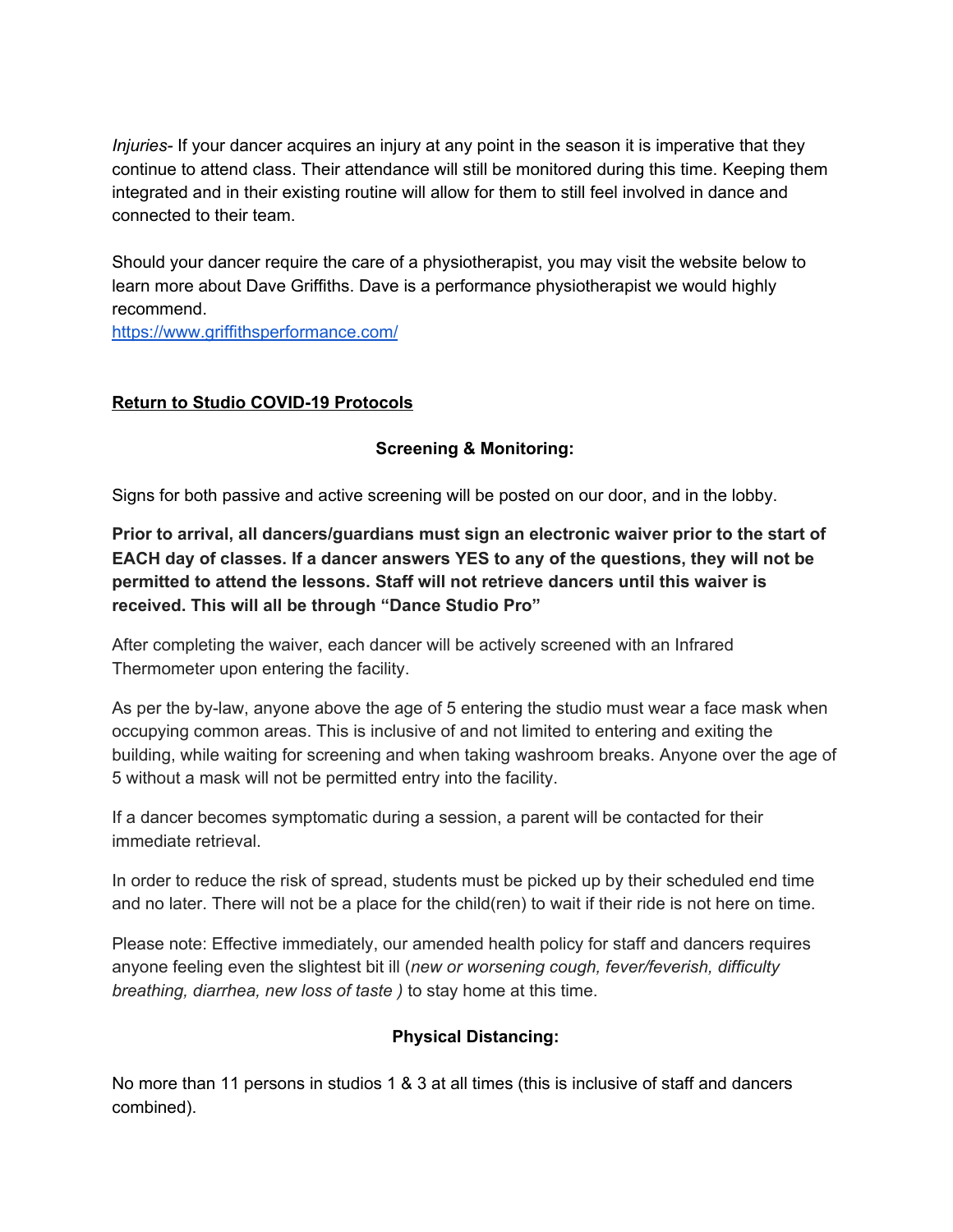*Injuries*- If your dancer acquires an injury at any point in the season it is imperative that they continue to attend class. Their attendance will still be monitored during this time. Keeping them integrated and in their existing routine will allow for them to still feel involved in dance and connected to their team.

Should your dancer require the care of a physiotherapist, you may visit the website below to learn more about Dave Griffiths. Dave is a performance physiotherapist we would highly recommend.
[https://www.griffithsperformance.com/](https://www.griffithsperformance.com/)

## Return to Studio COVID-19 Protocols

### Screening & Monitoring:

Signs for both passive and active screening will be posted on our door, and in the lobby.

**Prior to arrival, all dancers/guardians must sign an electronic waiver prior to the start of EACH day of classes. If a dancer answers YES to any of the questions, they will not be permitted to attend the lessons. Staff will not retrieve dancers until this waiver is received. This will all be through "Dance Studio Pro"**

After completing the waiver, each dancer will be actively screened with an Infrared Thermometer upon entering the facility.

As per the by-law, anyone above the age of 5 entering the studio must wear a face mask when occupying common areas. This is inclusive of and not limited to entering and exiting the building, while waiting for screening and when taking washroom breaks. Anyone over the age of 5 without a mask will not be permitted entry into the facility.

If a dancer becomes symptomatic during a session, a parent will be contacted for their immediate retrieval.

In order to reduce the risk of spread, students must be picked up by their scheduled end time and no later. There will not be a place for the child(ren) to wait if their ride is not here on time.

Please note: Effective immediately, our amended health policy for staff and dancers requires anyone feeling even the slightest bit ill (*new or worsening cough, fever/feverish, difficulty breathing, diarrhea, new loss of taste )* to stay home at this time.

### Physical Distancing:

No more than 11 persons in studios 1 & 3 at all times (this is inclusive of staff and dancers combined).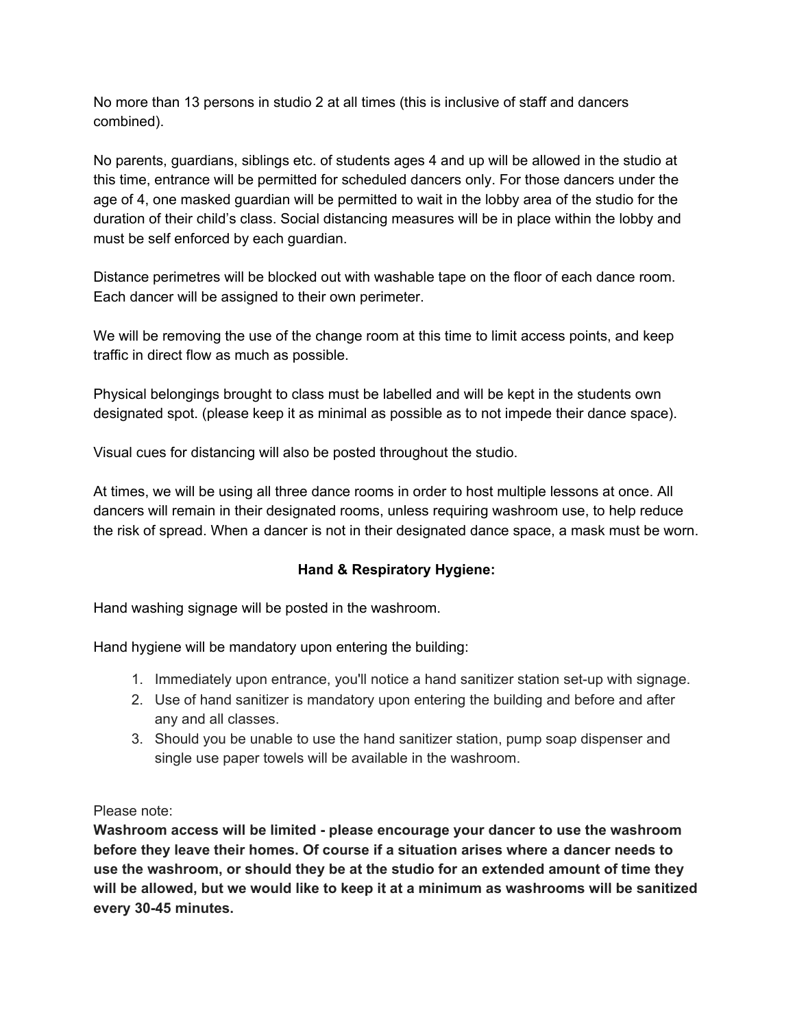No more than 13 persons in studio 2 at all times (this is inclusive of staff and dancers combined).

No parents, guardians, siblings etc. of students ages 4 and up will be allowed in the studio at this time, entrance will be permitted for scheduled dancers only. For those dancers under the age of 4, one masked guardian will be permitted to wait in the lobby area of the studio for the duration of their child's class. Social distancing measures will be in place within the lobby and must be self enforced by each guardian.

Distance perimetres will be blocked out with washable tape on the floor of each dance room. Each dancer will be assigned to their own perimeter.

We will be removing the use of the change room at this time to limit access points, and keep traffic in direct flow as much as possible.

Physical belongings brought to class must be labelled and will be kept in the students own designated spot. (please keep it as minimal as possible as to not impede their dance space).

Visual cues for distancing will also be posted throughout the studio.

At times, we will be using all three dance rooms in order to host multiple lessons at once. All dancers will remain in their designated rooms, unless requiring washroom use, to help reduce the risk of spread. When a dancer is not in their designated dance space, a mask must be worn.

## Hand & Respiratory Hygiene:

Hand washing signage will be posted in the washroom.

Hand hygiene will be mandatory upon entering the building:

1. Immediately upon entrance, you'll notice a hand sanitizer station set-up with signage.
2. Use of hand sanitizer is mandatory upon entering the building and before and after any and all classes.
3. Should you be unable to use the hand sanitizer station, pump soap dispenser and single use paper towels will be available in the washroom.

Please note:

**Washroom access will be limited - please encourage your dancer to use the washroom before they leave their homes. Of course if a situation arises where a dancer needs to use the washroom, or should they be at the studio for an extended amount of time they will be allowed, but we would like to keep it at a minimum as washrooms will be sanitized every 30-45 minutes.**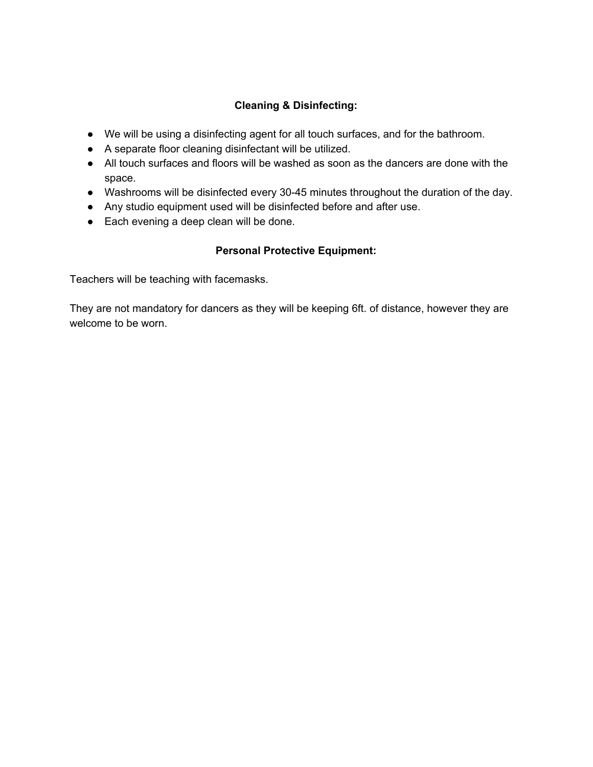## Cleaning & Disinfecting:

- We will be using a disinfecting agent for all touch surfaces, and for the bathroom.
- A separate floor cleaning disinfectant will be utilized.
- All touch surfaces and floors will be washed as soon as the dancers are done with the space.
- Washrooms will be disinfected every 30-45 minutes throughout the duration of the day.
- Any studio equipment used will be disinfected before and after use.
- Each evening a deep clean will be done.

## Personal Protective Equipment:

Teachers will be teaching with facemasks.

They are not mandatory for dancers as they will be keeping 6ft. of distance, however they are welcome to be worn.